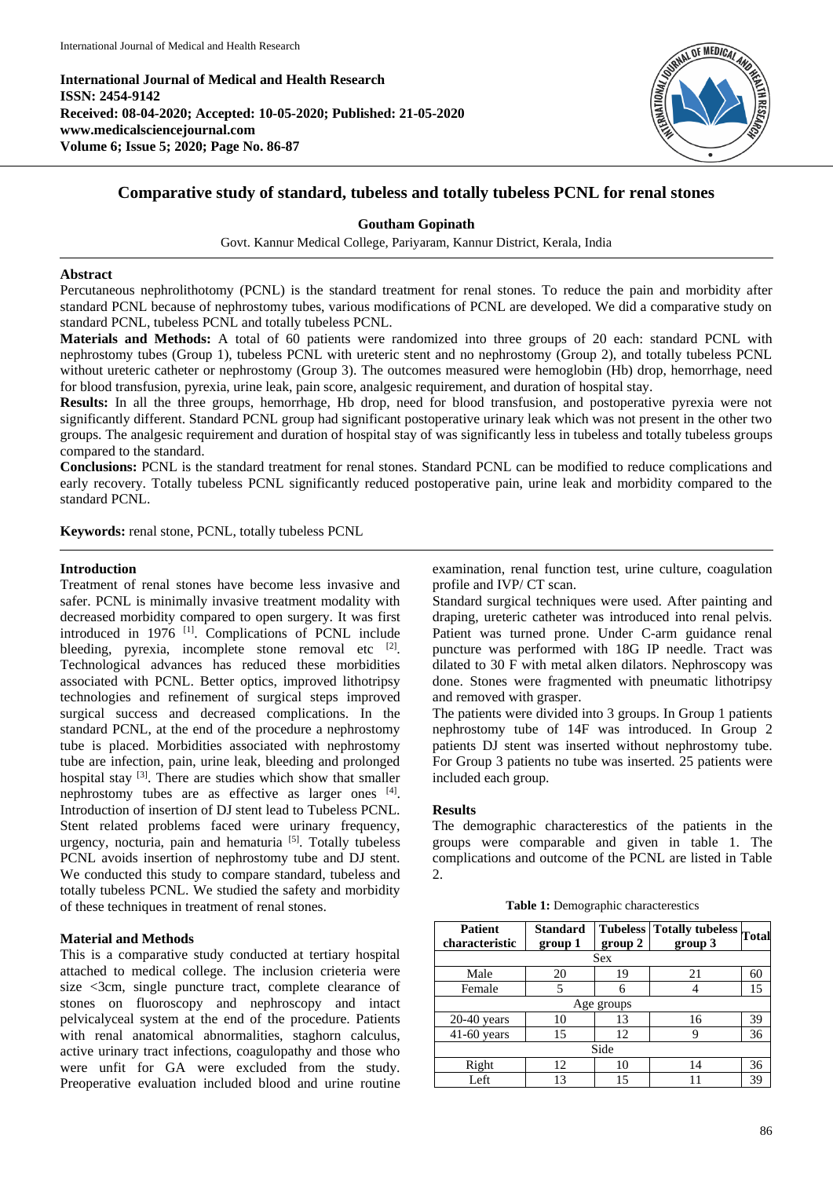**International Journal of Medical and Health Research**
**ISSN: 2454-9142**
**Received: 08-04-2020; Accepted: 10-05-2020; Published: 21-05-2020**
**www.medicalsciencejournal.com**
**Volume 6; Issue 5; 2020; Page No. 86-87**

# Comparative study of standard, tubeless and totally tubeless PCNL for renal stones

**Goutham Gopinath**

Govt. Kannur Medical College, Pariyaram, Kannur District, Kerala, India

## Abstract

Percutaneous nephrolithotomy (PCNL) is the standard treatment for renal stones. To reduce the pain and morbidity after standard PCNL because of nephrostomy tubes, various modifications of PCNL are developed. We did a comparative study on standard PCNL, tubeless PCNL and totally tubeless PCNL.

**Materials and Methods:** A total of 60 patients were randomized into three groups of 20 each: standard PCNL with nephrostomy tubes (Group 1), tubeless PCNL with ureteric stent and no nephrostomy (Group 2), and totally tubeless PCNL without ureteric catheter or nephrostomy (Group 3). The outcomes measured were hemoglobin (Hb) drop, hemorrhage, need for blood transfusion, pyrexia, urine leak, pain score, analgesic requirement, and duration of hospital stay.

**Results:** In all the three groups, hemorrhage, Hb drop, need for blood transfusion, and postoperative pyrexia were not significantly different. Standard PCNL group had significant postoperative urinary leak which was not present in the other two groups. The analgesic requirement and duration of hospital stay of was significantly less in tubeless and totally tubeless groups compared to the standard.

**Conclusions:** PCNL is the standard treatment for renal stones. Standard PCNL can be modified to reduce complications and early recovery. Totally tubeless PCNL significantly reduced postoperative pain, urine leak and morbidity compared to the standard PCNL.

**Keywords:** renal stone, PCNL, totally tubeless PCNL

## Introduction

Treatment of renal stones have become less invasive and safer. PCNL is minimally invasive treatment modality with decreased morbidity compared to open surgery. It was first introduced in 1976 [1]. Complications of PCNL include bleeding, pyrexia, incomplete stone removal etc [2]. Technological advances has reduced these morbidities associated with PCNL. Better optics, improved lithotripsy technologies and refinement of surgical steps improved surgical success and decreased complications. In the standard PCNL, at the end of the procedure a nephrostomy tube is placed. Morbidities associated with nephrostomy tube are infection, pain, urine leak, bleeding and prolonged hospital stay [3]. There are studies which show that smaller nephrostomy tubes are as effective as larger ones [4]. Introduction of insertion of DJ stent lead to Tubeless PCNL. Stent related problems faced were urinary frequency, urgency, nocturia, pain and hematuria [5]. Totally tubeless PCNL avoids insertion of nephrostomy tube and DJ stent. We conducted this study to compare standard, tubeless and totally tubeless PCNL. We studied the safety and morbidity of these techniques in treatment of renal stones.

## Material and Methods

This is a comparative study conducted at tertiary hospital attached to medical college. The inclusion crieteria were size <3cm, single puncture tract, complete clearance of stones on fluoroscopy and nephroscopy and intact pelvicalyceal system at the end of the procedure. Patients with renal anatomical abnormalities, staghorn calculus, active urinary tract infections, coagulopathy and those who were unfit for GA were excluded from the study. Preoperative evaluation included blood and urine routine examination, renal function test, urine culture, coagulation profile and IVP/ CT scan.

Standard surgical techniques were used. After painting and draping, ureteric catheter was introduced into renal pelvis. Patient was turned prone. Under C-arm guidance renal puncture was performed with 18G IP needle. Tract was dilated to 30 F with metal alken dilators. Nephroscopy was done. Stones were fragmented with pneumatic lithotripsy and removed with grasper.

The patients were divided into 3 groups. In Group 1 patients nephrostomy tube of 14F was introduced. In Group 2 patients DJ stent was inserted without nephrostomy tube. For Group 3 patients no tube was inserted. 25 patients were included each group.

## Results

The demographic characterestics of the patients in the groups were comparable and given in table 1. The complications and outcome of the PCNL are listed in Table 2.

**Table 1:** Demographic characterestics

| Patient characteristic | Standard group 1 | Tubeless group 2 | Totally tubeless group 3 | Total |
|---|---|---|---|---|
| Sex | | | | |
| Male | 20 | 19 | 21 | 60 |
| Female | 5 | 6 | 4 | 15 |
| Age groups | | | | |
| 20-40 years | 10 | 13 | 16 | 39 |
| 41-60 years | 15 | 12 | 9 | 36 |
| Side | | | | |
| Right | 12 | 10 | 14 | 36 |
| Left | 13 | 15 | 11 | 39 |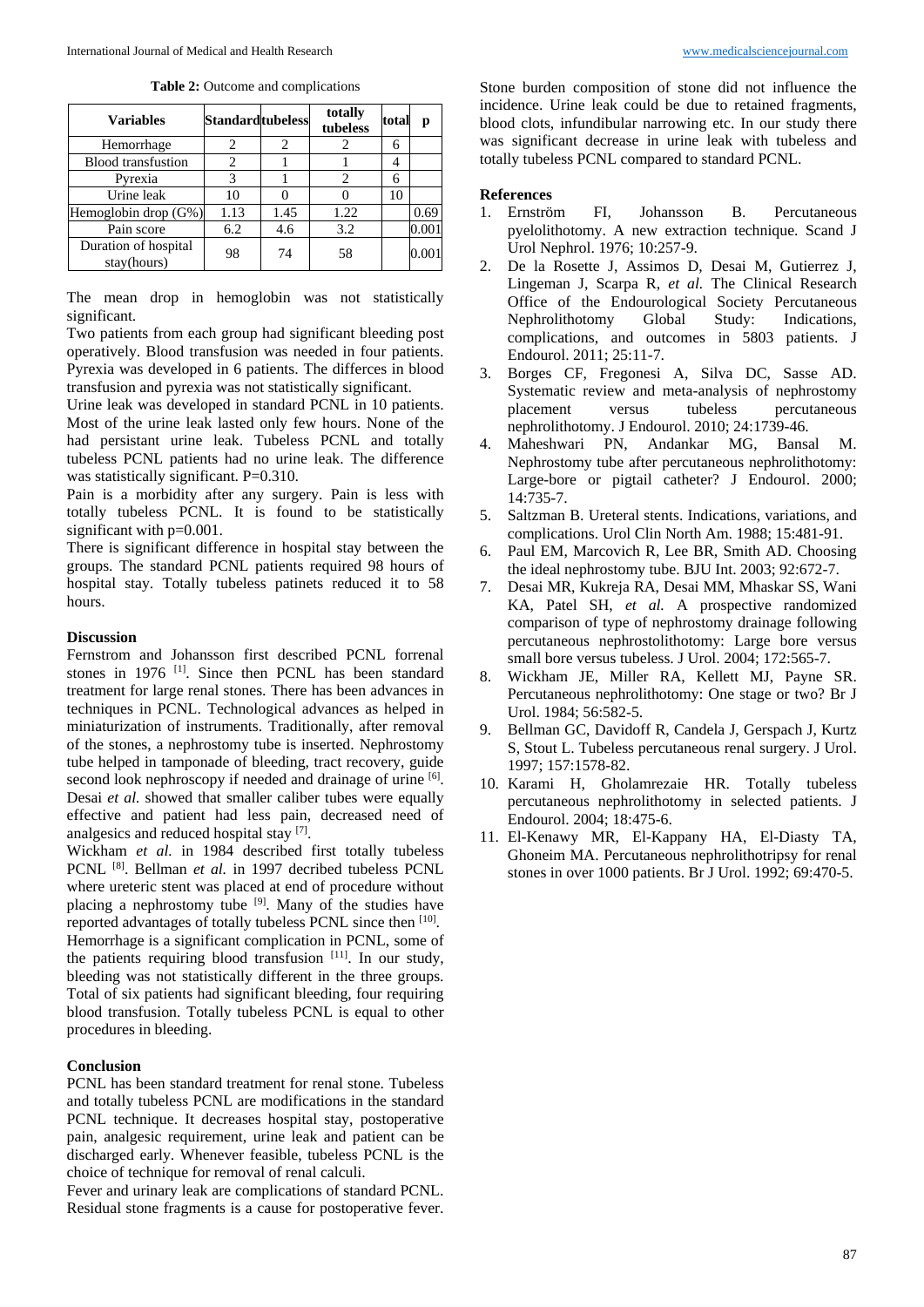**Table 2:** Outcome and complications

| Variables | Standard | tubeless | totally tubeless | total | p |
|---|---|---|---|---|---|
| Hemorrhage | 2 | 2 | 2 | 6 | |
| Blood transfustion | 2 | 1 | 1 | 4 | |
| Pyrexia | 3 | 1 | 2 | 6 | |
| Urine leak | 10 | 0 | 0 | 10 | |
| Hemoglobin drop (G%) | 1.13 | 1.45 | 1.22 | | 0.69 |
| Pain score | 6.2 | 4.6 | 3.2 | | 0.001 |
| Duration of hospital stay(hours) | 98 | 74 | 58 | | 0.001 |

The mean drop in hemoglobin was not statistically significant.

Two patients from each group had significant bleeding post operatively. Blood transfusion was needed in four patients. Pyrexia was developed in 6 patients. The differces in blood transfusion and pyrexia was not statistically significant.

Urine leak was developed in standard PCNL in 10 patients. Most of the urine leak lasted only few hours. None of the had persistant urine leak. Tubeless PCNL and totally tubeless PCNL patients had no urine leak. The difference was statistically significant. P=0.310.

Pain is a morbidity after any surgery. Pain is less with totally tubeless PCNL. It is found to be statistically significant with p=0.001.

There is significant difference in hospital stay between the groups. The standard PCNL patients required 98 hours of hospital stay. Totally tubeless patinets reduced it to 58 hours.

## Discussion

Fernstrom and Johansson first described PCNL forrenal stones in 1976 [1]. Since then PCNL has been standard treatment for large renal stones. There has been advances in techniques in PCNL. Technological advances as helped in miniaturization of instruments. Traditionally, after removal of the stones, a nephrostomy tube is inserted. Nephrostomy tube helped in tamponade of bleeding, tract recovery, guide second look nephroscopy if needed and drainage of urine [6]. Desai *et al.* showed that smaller caliber tubes were equally effective and patient had less pain, decreased need of analgesics and reduced hospital stay [7].

Wickham *et al.* in 1984 described first totally tubeless PCNL [8]. Bellman *et al.* in 1997 decribed tubeless PCNL where ureteric stent was placed at end of procedure without placing a nephrostomy tube [9]. Many of the studies have reported advantages of totally tubeless PCNL since then [10].

Hemorrhage is a significant complication in PCNL, some of the patients requiring blood transfusion [11]. In our study, bleeding was not statistically different in the three groups. Total of six patients had significant bleeding, four requiring blood transfusion. Totally tubeless PCNL is equal to other procedures in bleeding.

## Conclusion

PCNL has been standard treatment for renal stone. Tubeless and totally tubeless PCNL are modifications in the standard PCNL technique. It decreases hospital stay, postoperative pain, analgesic requirement, urine leak and patient can be discharged early. Whenever feasible, tubeless PCNL is the choice of technique for removal of renal calculi.

Fever and urinary leak are complications of standard PCNL. Residual stone fragments is a cause for postoperative fever. Stone burden composition of stone did not influence the incidence. Urine leak could be due to retained fragments, blood clots, infundibular narrowing etc. In our study there was significant decrease in urine leak with tubeless and totally tubeless PCNL compared to standard PCNL.

## References

1. Ernström FI, Johansson B. Percutaneous pyelolithotomy. A new extraction technique. Scand J Urol Nephrol. 1976; 10:257-9.
2. De la Rosette J, Assimos D, Desai M, Gutierrez J, Lingeman J, Scarpa R, *et al.* The Clinical Research Office of the Endourological Society Percutaneous Nephrolithotomy Global Study: Indications, complications, and outcomes in 5803 patients. J Endourol. 2011; 25:11-7.
3. Borges CF, Fregonesi A, Silva DC, Sasse AD. Systematic review and meta-analysis of nephrostomy placement versus tubeless percutaneous nephrolithotomy. J Endourol. 2010; 24:1739-46.
4. Maheshwari PN, Andankar MG, Bansal M. Nephrostomy tube after percutaneous nephrolithotomy: Large-bore or pigtail catheter? J Endourol. 2000; 14:735-7.
5. Saltzman B. Ureteral stents. Indications, variations, and complications. Urol Clin North Am. 1988; 15:481-91.
6. Paul EM, Marcovich R, Lee BR, Smith AD. Choosing the ideal nephrostomy tube. BJU Int. 2003; 92:672-7.
7. Desai MR, Kukreja RA, Desai MM, Mhaskar SS, Wani KA, Patel SH, *et al.* A prospective randomized comparison of type of nephrostomy drainage following percutaneous nephrostolithotomy: Large bore versus small bore versus tubeless. J Urol. 2004; 172:565-7.
8. Wickham JE, Miller RA, Kellett MJ, Payne SR. Percutaneous nephrolithotomy: One stage or two? Br J Urol. 1984; 56:582-5.
9. Bellman GC, Davidoff R, Candela J, Gerspach J, Kurtz S, Stout L. Tubeless percutaneous renal surgery. J Urol. 1997; 157:1578-82.
10. Karami H, Gholamrezaie HR. Totally tubeless percutaneous nephrolithotomy in selected patients. J Endourol. 2004; 18:475-6.
11. El-Kenawy MR, El-Kappany HA, El-Diasty TA, Ghoneim MA. Percutaneous nephrolithotripsy for renal stones in over 1000 patients. Br J Urol. 1992; 69:470-5.